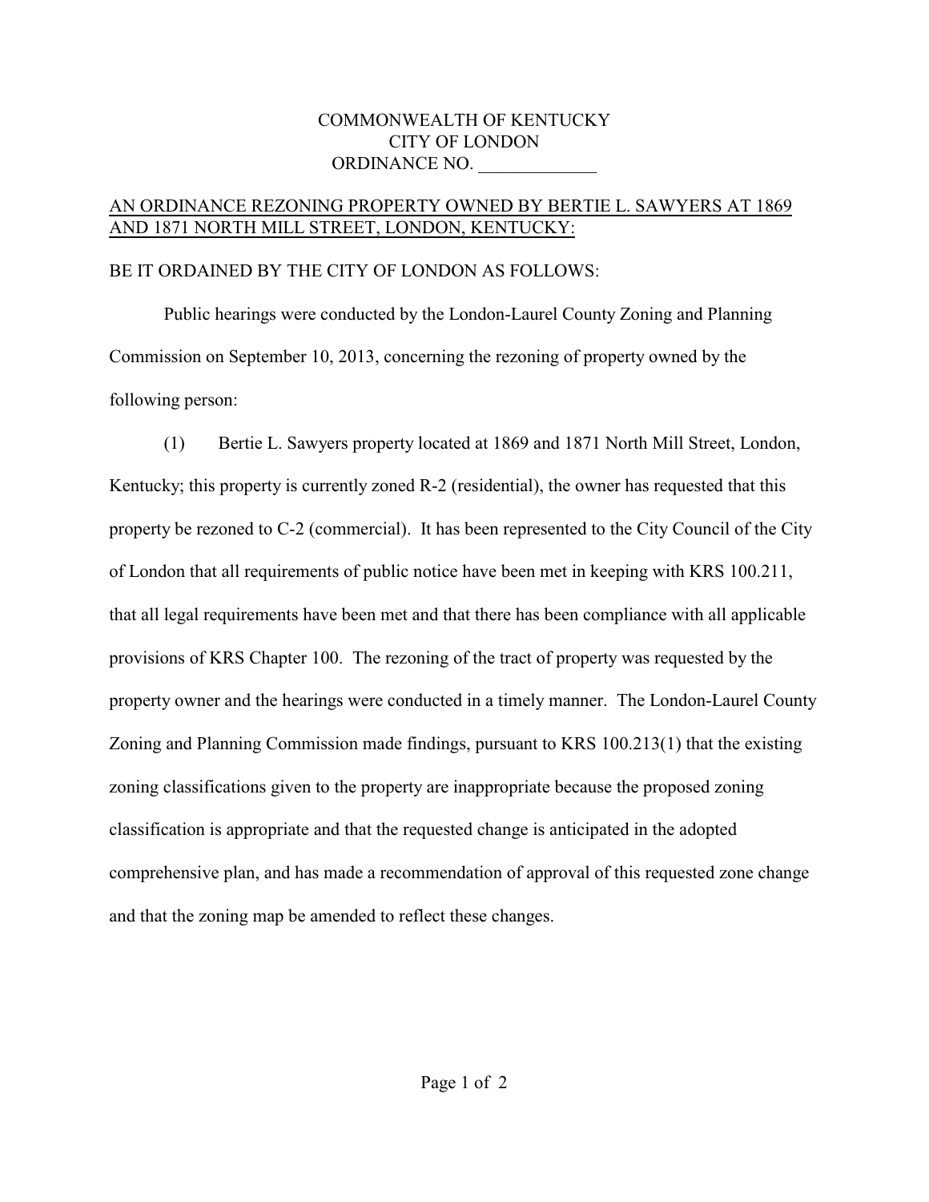COMMONWEALTH OF KENTUCKY
CITY OF LONDON
ORDINANCE NO. _____________

<u>AN ORDINANCE REZONING PROPERTY OWNED BY BERTIE L. SAWYERS AT 1869 AND 1871 NORTH MILL STREET, LONDON, KENTUCKY:</u>

BE IT ORDAINED BY THE CITY OF LONDON AS FOLLOWS:

Public hearings were conducted by the London-Laurel County Zoning and Planning Commission on September 10, 2013, concerning the rezoning of property owned by the following person:

(1) Bertie L. Sawyers property located at 1869 and 1871 North Mill Street, London, Kentucky; this property is currently zoned R-2 (residential), the owner has requested that this property be rezoned to C-2 (commercial). It has been represented to the City Council of the City of London that all requirements of public notice have been met in keeping with KRS 100.211, that all legal requirements have been met and that there has been compliance with all applicable provisions of KRS Chapter 100. The rezoning of the tract of property was requested by the property owner and the hearings were conducted in a timely manner. The London-Laurel County Zoning and Planning Commission made findings, pursuant to KRS 100.213(1) that the existing zoning classifications given to the property are inappropriate because the proposed zoning classification is appropriate and that the requested change is anticipated in the adopted comprehensive plan, and has made a recommendation of approval of this requested zone change and that the zoning map be amended to reflect these changes.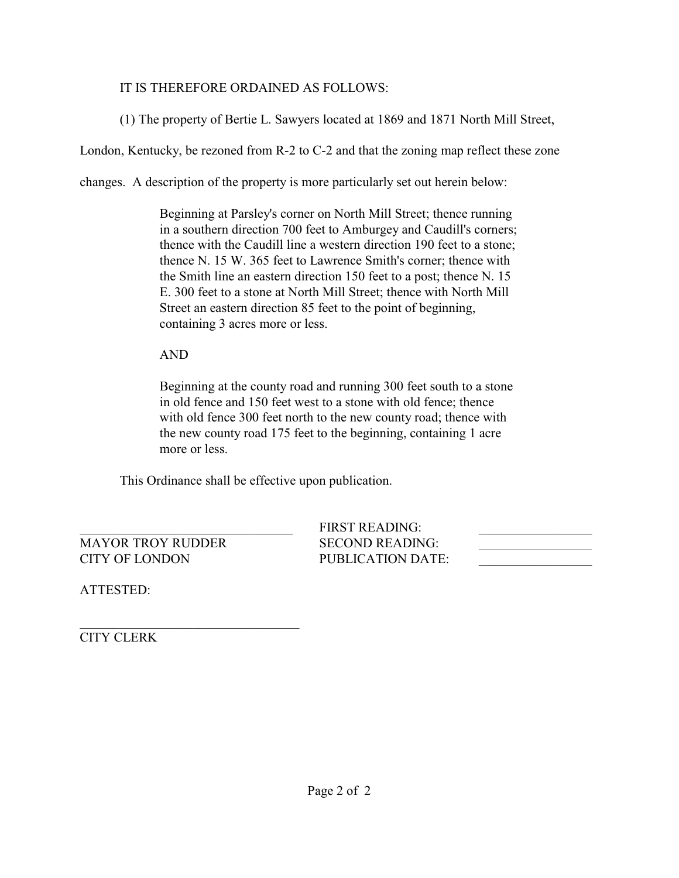IT IS THEREFORE ORDAINED AS FOLLOWS:

(1) The property of Bertie L. Sawyers located at 1869 and 1871 North Mill Street, London, Kentucky, be rezoned from R-2 to C-2 and that the zoning map reflect these zone changes. A description of the property is more particularly set out herein below:

> Beginning at Parsley's corner on North Mill Street; thence running in a southern direction 700 feet to Amburgey and Caudill's corners; thence with the Caudill line a western direction 190 feet to a stone; thence N. 15 W. 365 feet to Lawrence Smith's corner; thence with the Smith line an eastern direction 150 feet to a post; thence N. 15 E. 300 feet to a stone at North Mill Street; thence with North Mill Street an eastern direction 85 feet to the point of beginning, containing 3 acres more or less.
>
> AND
>
> Beginning at the county road and running 300 feet south to a stone in old fence and 150 feet west to a stone with old fence; thence with old fence 300 feet north to the new county road; thence with the new county road 175 feet to the beginning, containing 1 acre more or less.

This Ordinance shall be effective upon publication.

\_\_\_\_\_\_\_\_\_\_\_\_\_\_\_\_\_\_\_\_\_\_\_\_\_\_\_\_\_\_\_\_
MAYOR TROY RUDDER
CITY OF LONDON

FIRST READING: \_\_\_\_\_\_\_\_\_\_\_\_\_\_\_\_\_
SECOND READING: \_\_\_\_\_\_\_\_\_\_\_\_\_\_\_\_\_
PUBLICATION DATE: \_\_\_\_\_\_\_\_\_\_\_\_\_\_\_\_\_

ATTESTED:

\_\_\_\_\_\_\_\_\_\_\_\_\_\_\_\_\_\_\_\_\_\_\_\_\_\_\_\_\_\_\_\_
CITY CLERK